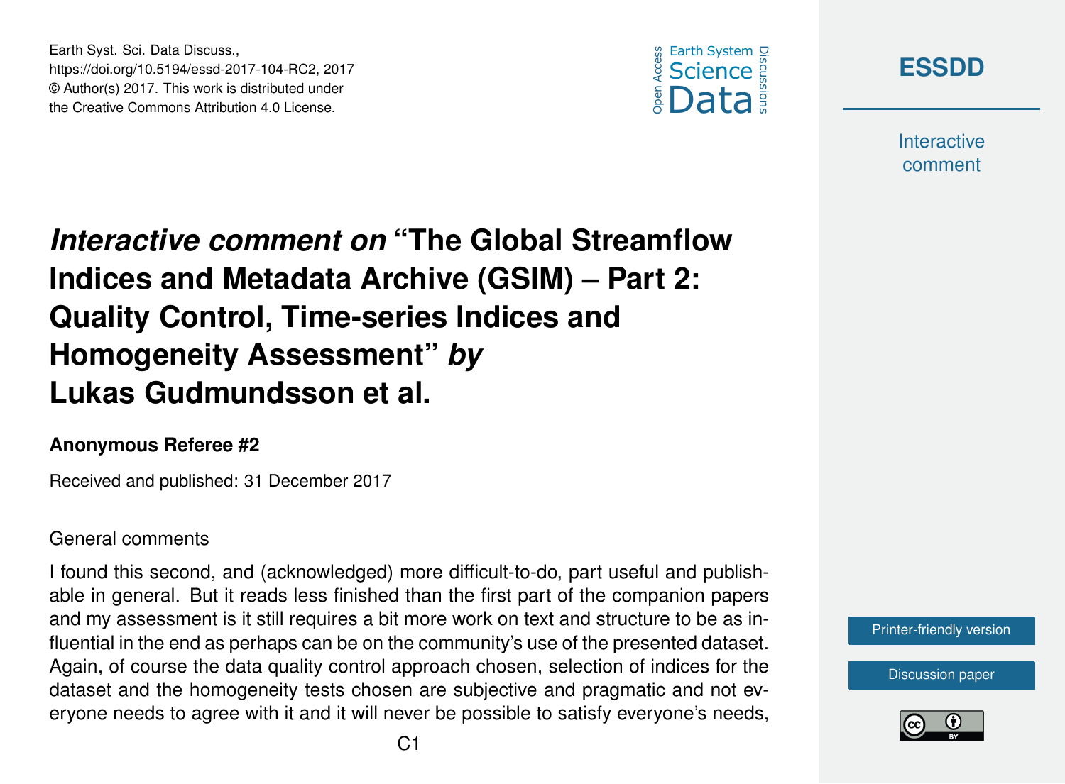Earth Syst. Sci. Data Discuss.,
https://doi.org/10.5194/essd-2017-104-RC2, 2017
© Author(s) 2017. This work is distributed under
the Creative Commons Attribution 4.0 License.

# *Interactive comment on* "The Global Streamflow Indices and Metadata Archive (GSIM) – Part 2: Quality Control, Time-series Indices and Homogeneity Assessment" *by* Lukas Gudmundsson et al.

**Anonymous Referee #2**

Received and published: 31 December 2017

General comments

I found this second, and (acknowledged) more difficult-to-do, part useful and publishable in general. But it reads less finished than the first part of the companion papers and my assessment is it still requires a bit more work on text and structure to be as influential in the end as perhaps can be on the community's use of the presented dataset. Again, of course the data quality control approach chosen, selection of indices for the dataset and the homogeneity tests chosen are subjective and pragmatic and not everyone needs to agree with it and it will never be possible to satisfy everyone's needs,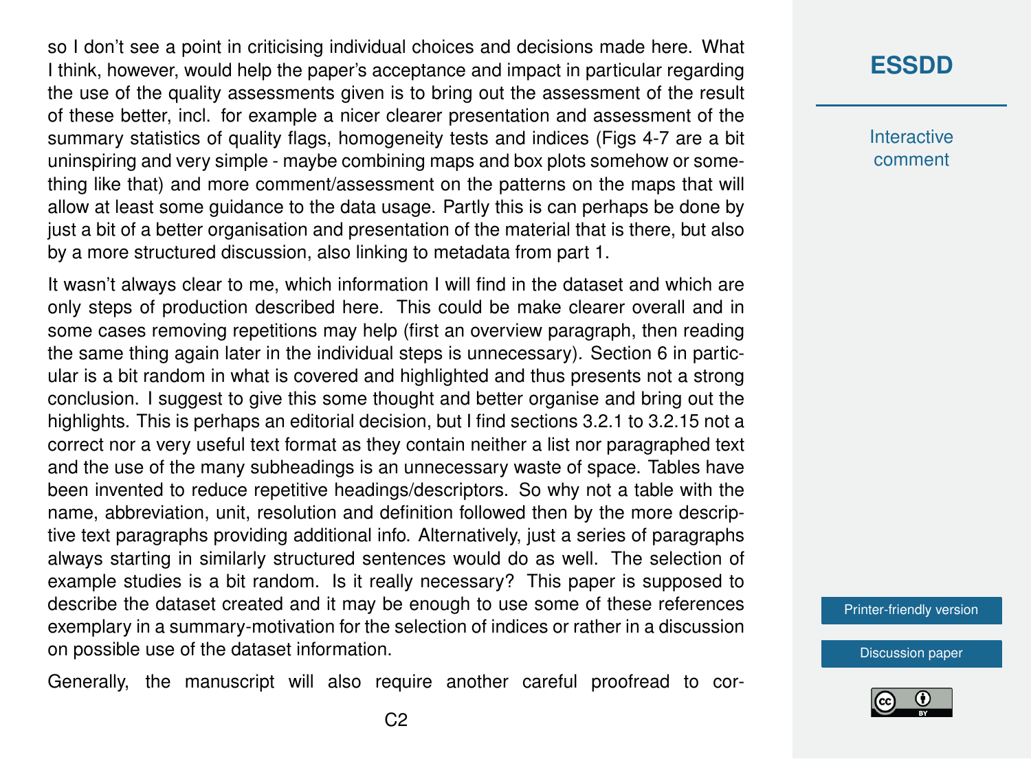so I don't see a point in criticising individual choices and decisions made here. What I think, however, would help the paper's acceptance and impact in particular regarding the use of the quality assessments given is to bring out the assessment of the result of these better, incl. for example a nicer clearer presentation and assessment of the summary statistics of quality flags, homogeneity tests and indices (Figs 4-7 are a bit uninspiring and very simple - maybe combining maps and box plots somehow or something like that) and more comment/assessment on the patterns on the maps that will allow at least some guidance to the data usage. Partly this is can perhaps be done by just a bit of a better organisation and presentation of the material that is there, but also by a more structured discussion, also linking to metadata from part 1.

It wasn't always clear to me, which information I will find in the dataset and which are only steps of production described here. This could be make clearer overall and in some cases removing repetitions may help (first an overview paragraph, then reading the same thing again later in the individual steps is unnecessary). Section 6 in particular is a bit random in what is covered and highlighted and thus presents not a strong conclusion. I suggest to give this some thought and better organise and bring out the highlights. This is perhaps an editorial decision, but I find sections 3.2.1 to 3.2.15 not a correct nor a very useful text format as they contain neither a list nor paragraphed text and the use of the many subheadings is an unnecessary waste of space. Tables have been invented to reduce repetitive headings/descriptors. So why not a table with the name, abbreviation, unit, resolution and definition followed then by the more descriptive text paragraphs providing additional info. Alternatively, just a series of paragraphs always starting in similarly structured sentences would do as well. The selection of example studies is a bit random. Is it really necessary? This paper is supposed to describe the dataset created and it may be enough to use some of these references exemplary in a summary-motivation for the selection of indices or rather in a discussion on possible use of the dataset information.

Generally, the manuscript will also require another careful proofread to cor-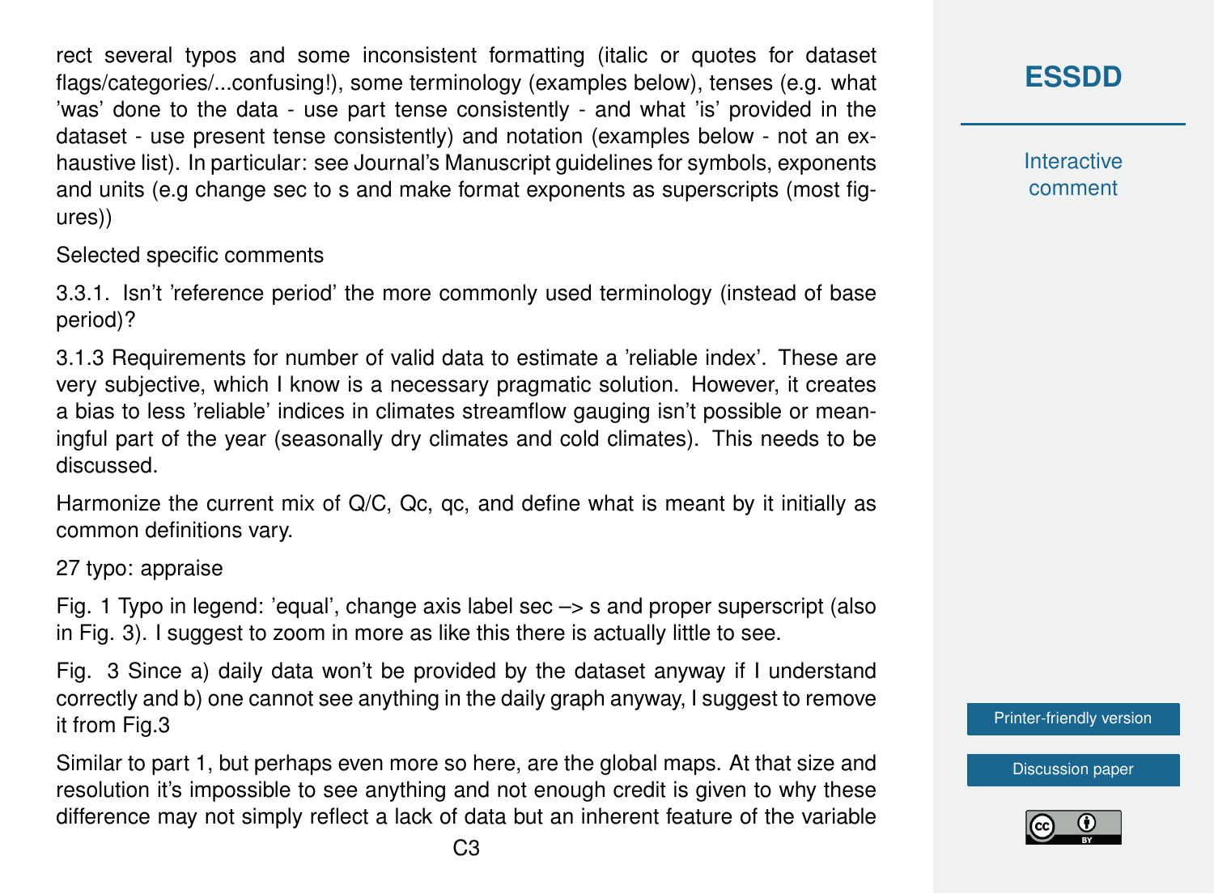rect several typos and some inconsistent formatting (italic or quotes for dataset flags/categories/...confusing!), some terminology (examples below), tenses (e.g. what 'was' done to the data - use part tense consistently - and what 'is' provided in the dataset - use present tense consistently) and notation (examples below - not an exhaustive list). In particular: see Journal's Manuscript guidelines for symbols, exponents and units (e.g change sec to s and make format exponents as superscripts (most figures))

Selected specific comments

3.3.1. Isn't 'reference period' the more commonly used terminology (instead of base period)?

3.1.3 Requirements for number of valid data to estimate a 'reliable index'. These are very subjective, which I know is a necessary pragmatic solution. However, it creates a bias to less 'reliable' indices in climates streamflow gauging isn't possible or meaningful part of the year (seasonally dry climates and cold climates). This needs to be discussed.

Harmonize the current mix of Q/C, Qc, qc, and define what is meant by it initially as common definitions vary.

27 typo: appraise

Fig. 1 Typo in legend: 'equal', change axis label sec –> s and proper superscript (also in Fig. 3). I suggest to zoom in more as like this there is actually little to see.

Fig. 3 Since a) daily data won't be provided by the dataset anyway if I understand correctly and b) one cannot see anything in the daily graph anyway, I suggest to remove it from Fig.3

Similar to part 1, but perhaps even more so here, are the global maps. At that size and resolution it's impossible to see anything and not enough credit is given to why these difference may not simply reflect a lack of data but an inherent feature of the variable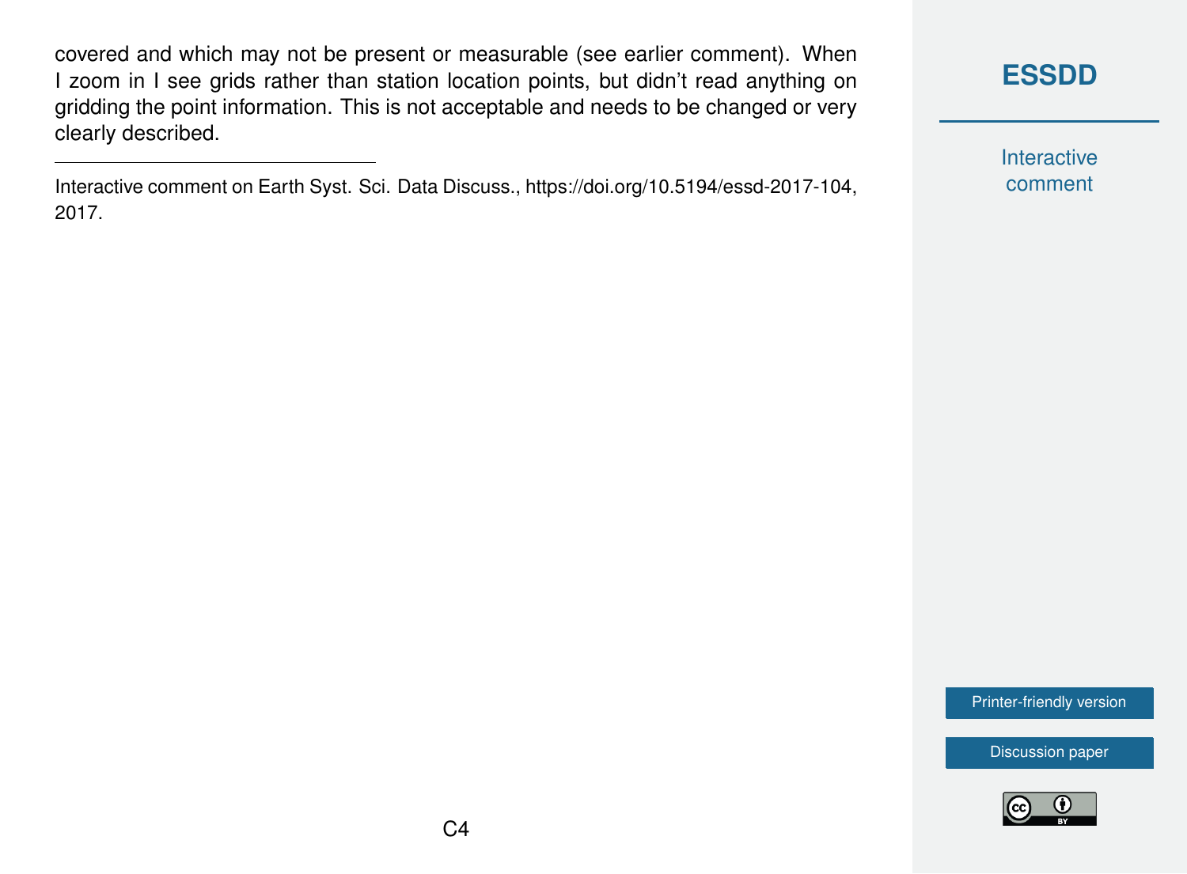covered and which may not be present or measurable (see earlier comment). When I zoom in I see grids rather than station location points, but didn't read anything on gridding the point information. This is not acceptable and needs to be changed or very clearly described.

---

Interactive comment on Earth Syst. Sci. Data Discuss., https://doi.org/10.5194/essd-2017-104, 2017.